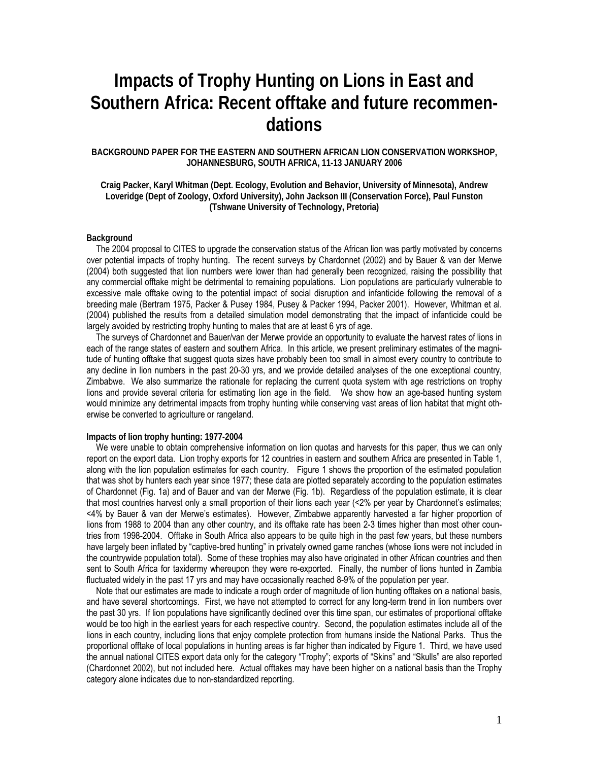# Impacts of Trophy Hunting on Lions in East and Southern Africa: Recent offtake and future recommendations

**BACKGROUND PAPER FOR THE EASTERN AND SOUTHERN AFRICAN LION CONSERVATION WORKSHOP, JOHANNESBURG, SOUTH AFRICA, 11-13 JANUARY 2006**

**Craig Packer, Karyl Whitman (Dept. Ecology, Evolution and Behavior, University of Minnesota), Andrew Loveridge (Dept of Zoology, Oxford University), John Jackson III (Conservation Force), Paul Funston (Tshwane University of Technology, Pretoria)**

### Background

The 2004 proposal to CITES to upgrade the conservation status of the African lion was partly motivated by concerns over potential impacts of trophy hunting. The recent surveys by Chardonnet (2002) and by Bauer & van der Merwe (2004) both suggested that lion numbers were lower than had generally been recognized, raising the possibility that any commercial offtake might be detrimental to remaining populations. Lion populations are particularly vulnerable to excessive male offtake owing to the potential impact of social disruption and infanticide following the removal of a breeding male (Bertram 1975, Packer & Pusey 1984, Pusey & Packer 1994, Packer 2001). However, Whitman et al. (2004) published the results from a detailed simulation model demonstrating that the impact of infanticide could be largely avoided by restricting trophy hunting to males that are at least 6 yrs of age.

The surveys of Chardonnet and Bauer/van der Merwe provide an opportunity to evaluate the harvest rates of lions in each of the range states of eastern and southern Africa. In this article, we present preliminary estimates of the magnitude of hunting offtake that suggest quota sizes have probably been too small in almost every country to contribute to any decline in lion numbers in the past 20-30 yrs, and we provide detailed analyses of the one exceptional country, Zimbabwe. We also summarize the rationale for replacing the current quota system with age restrictions on trophy lions and provide several criteria for estimating lion age in the field. We show how an age-based hunting system would minimize any detrimental impacts from trophy hunting while conserving vast areas of lion habitat that might otherwise be converted to agriculture or rangeland.

### Impacts of lion trophy hunting: 1977-2004

We were unable to obtain comprehensive information on lion quotas and harvests for this paper, thus we can only report on the export data. Lion trophy exports for 12 countries in eastern and southern Africa are presented in Table 1, along with the lion population estimates for each country. Figure 1 shows the proportion of the estimated population that was shot by hunters each year since 1977; these data are plotted separately according to the population estimates of Chardonnet (Fig. 1a) and of Bauer and van der Merwe (Fig. 1b). Regardless of the population estimate, it is clear that most countries harvest only a small proportion of their lions each year (<2% per year by Chardonnet's estimates; <4% by Bauer & van der Merwe's estimates). However, Zimbabwe apparently harvested a far higher proportion of lions from 1988 to 2004 than any other country, and its offtake rate has been 2-3 times higher than most other countries from 1998-2004. Offtake in South Africa also appears to be quite high in the past few years, but these numbers have largely been inflated by "captive-bred hunting" in privately owned game ranches (whose lions were not included in the countrywide population total). Some of these trophies may also have originated in other African countries and then sent to South Africa for taxidermy whereupon they were re-exported. Finally, the number of lions hunted in Zambia fluctuated widely in the past 17 yrs and may have occasionally reached 8-9% of the population per year.

Note that our estimates are made to indicate a rough order of magnitude of lion hunting offtakes on a national basis, and have several shortcomings. First, we have not attempted to correct for any long-term trend in lion numbers over the past 30 yrs. If lion populations have significantly declined over this time span, our estimates of proportional offtake would be too high in the earliest years for each respective country. Second, the population estimates include all of the lions in each country, including lions that enjoy complete protection from humans inside the National Parks. Thus the proportional offtake of local populations in hunting areas is far higher than indicated by Figure 1. Third, we have used the annual national CITES export data only for the category "Trophy"; exports of "Skins" and "Skulls" are also reported (Chardonnet 2002), but not included here. Actual offtakes may have been higher on a national basis than the Trophy category alone indicates due to non-standardized reporting.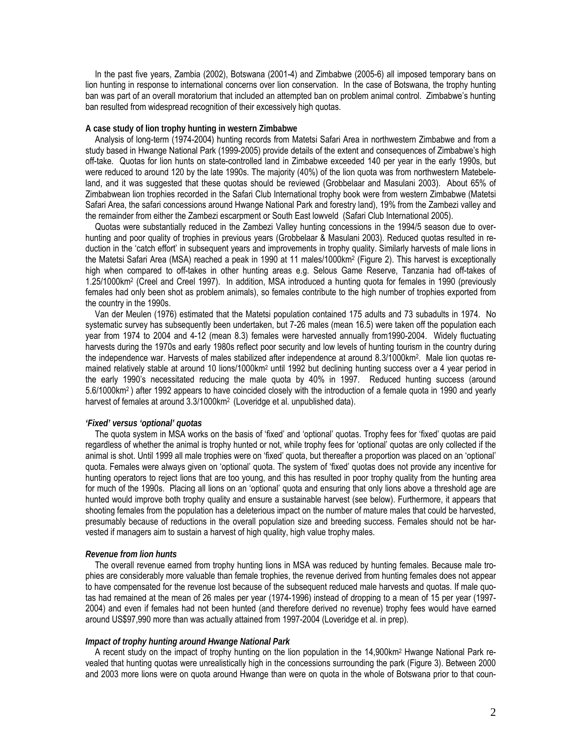In the past five years, Zambia (2002), Botswana (2001-4) and Zimbabwe (2005-6) all imposed temporary bans on lion hunting in response to international concerns over lion conservation. In the case of Botswana, the trophy hunting ban was part of an overall moratorium that included an attempted ban on problem animal control. Zimbabwe's hunting ban resulted from widespread recognition of their excessively high quotas.

#### A case study of lion trophy hunting in western Zimbabwe

Analysis of long-term (1974-2004) hunting records from Matetsi Safari Area in northwestern Zimbabwe and from a study based in Hwange National Park (1999-2005) provide details of the extent and consequences of Zimbabwe's high off-take. Quotas for lion hunts on state-controlled land in Zimbabwe exceeded 140 per year in the early 1990s, but were reduced to around 120 by the late 1990s. The majority (40%) of the lion quota was from northwestern Matebeleland, and it was suggested that these quotas should be reviewed (Grobbelaar and Masulani 2003). About 65% of Zimbabwean lion trophies recorded in the Safari Club International trophy book were from western Zimbabwe (Matetsi Safari Area, the safari concessions around Hwange National Park and forestry land), 19% from the Zambezi valley and the remainder from either the Zambezi escarpment or South East lowveld (Safari Club International 2005).

Quotas were substantially reduced in the Zambezi Valley hunting concessions in the 1994/5 season due to over-hunting and poor quality of trophies in previous years (Grobbelaar & Masulani 2003). Reduced quotas resulted in reduction in the 'catch effort' in subsequent years and improvements in trophy quality. Similarly harvests of male lions in the Matetsi Safari Area (MSA) reached a peak in 1990 at 11 males/1000km$^2$ (Figure 2). This harvest is exceptionally high when compared to off-takes in other hunting areas e.g. Selous Game Reserve, Tanzania had off-takes of 1.25/1000km$^2$ (Creel and Creel 1997). In addition, MSA introduced a hunting quota for females in 1990 (previously females had only been shot as problem animals), so females contribute to the high number of trophies exported from the country in the 1990s.

Van der Meulen (1976) estimated that the Matetsi population contained 175 adults and 73 subadults in 1974. No systematic survey has subsequently been undertaken, but 7-26 males (mean 16.5) were taken off the population each year from 1974 to 2004 and 4-12 (mean 8.3) females were harvested annually from1990-2004. Widely fluctuating harvests during the 1970s and early 1980s reflect poor security and low levels of hunting tourism in the country during the independence war. Harvests of males stabilized after independence at around 8.3/1000km$^2$. Male lion quotas remained relatively stable at around 10 lions/1000km$^2$ until 1992 but declining hunting success over a 4 year period in the early 1990's necessitated reducing the male quota by 40% in 1997. Reduced hunting success (around 5.6/1000km$^2$) after 1992 appears to have coincided closely with the introduction of a female quota in 1990 and yearly harvest of females at around 3.3/1000km$^2$ (Loveridge et al. unpublished data).

#### *'Fixed' versus 'optional' quotas*

The quota system in MSA works on the basis of 'fixed' and 'optional' quotas. Trophy fees for 'fixed' quotas are paid regardless of whether the animal is trophy hunted or not, while trophy fees for 'optional' quotas are only collected if the animal is shot. Until 1999 all male trophies were on 'fixed' quota, but thereafter a proportion was placed on an 'optional' quota. Females were always given on 'optional' quota. The system of 'fixed' quotas does not provide any incentive for hunting operators to reject lions that are too young, and this has resulted in poor trophy quality from the hunting area for much of the 1990s. Placing all lions on an 'optional' quota and ensuring that only lions above a threshold age are hunted would improve both trophy quality and ensure a sustainable harvest (see below). Furthermore, it appears that shooting females from the population has a deleterious impact on the number of mature males that could be harvested, presumably because of reductions in the overall population size and breeding success. Females should not be harvested if managers aim to sustain a harvest of high quality, high value trophy males.

#### *Revenue from lion hunts*

The overall revenue earned from trophy hunting lions in MSA was reduced by hunting females. Because male trophies are considerably more valuable than female trophies, the revenue derived from hunting females does not appear to have compensated for the revenue lost because of the subsequent reduced male harvests and quotas. If male quotas had remained at the mean of 26 males per year (1974-1996) instead of dropping to a mean of 15 per year (1997-2004) and even if females had not been hunted (and therefore derived no revenue) trophy fees would have earned around US$97,990 more than was actually attained from 1997-2004 (Loveridge et al. in prep).

#### *Impact of trophy hunting around Hwange National Park*

A recent study on the impact of trophy hunting on the lion population in the 14,900km$^2$ Hwange National Park revealed that hunting quotas were unrealistically high in the concessions surrounding the park (Figure 3). Between 2000 and 2003 more lions were on quota around Hwange than were on quota in the whole of Botswana prior to that coun-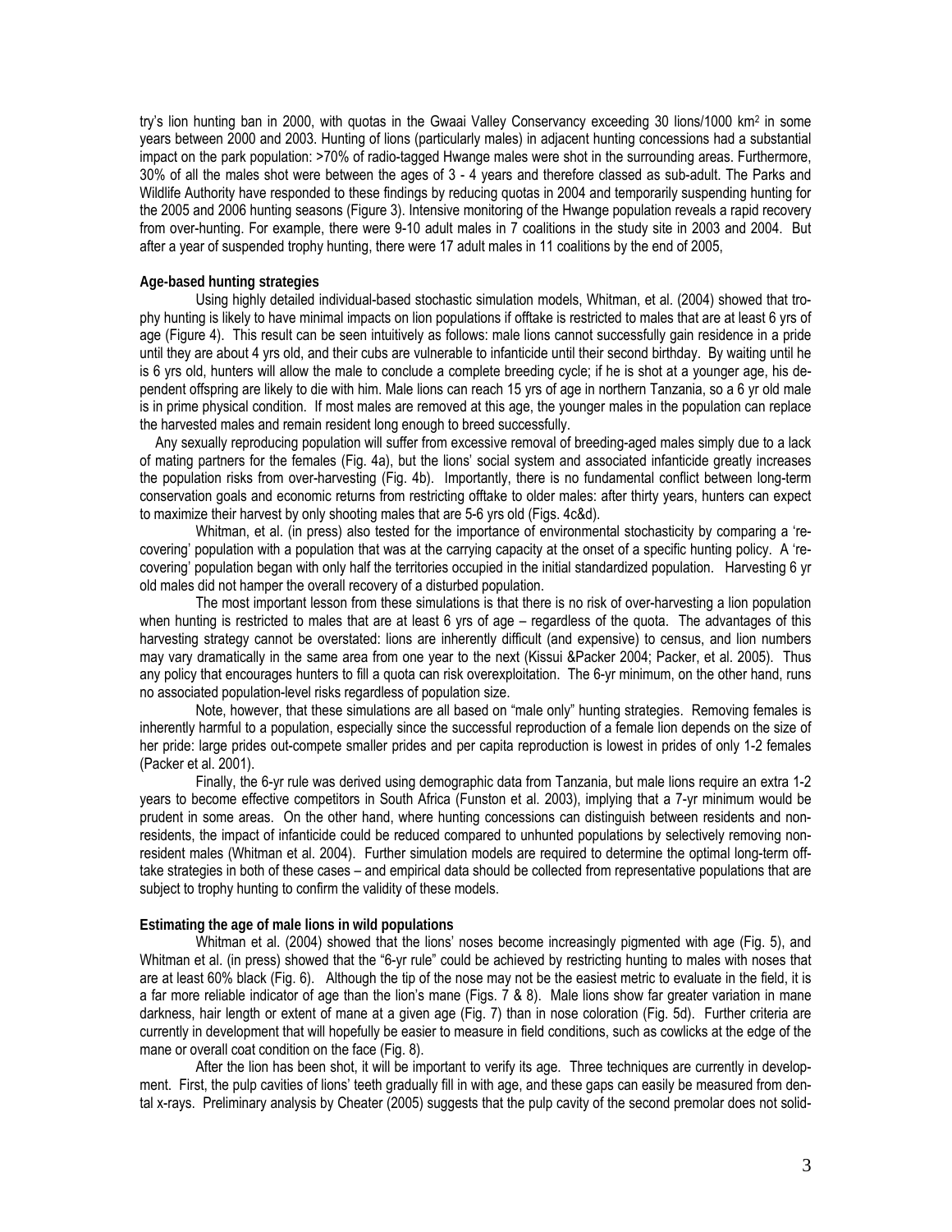try's lion hunting ban in 2000, with quotas in the Gwaai Valley Conservancy exceeding 30 lions/1000 km$^2$ in some years between 2000 and 2003. Hunting of lions (particularly males) in adjacent hunting concessions had a substantial impact on the park population: >70% of radio-tagged Hwange males were shot in the surrounding areas. Furthermore, 30% of all the males shot were between the ages of 3 - 4 years and therefore classed as sub-adult. The Parks and Wildlife Authority have responded to these findings by reducing quotas in 2004 and temporarily suspending hunting for the 2005 and 2006 hunting seasons (Figure 3). Intensive monitoring of the Hwange population reveals a rapid recovery from over-hunting. For example, there were 9-10 adult males in 7 coalitions in the study site in 2003 and 2004. But after a year of suspended trophy hunting, there were 17 adult males in 11 coalitions by the end of 2005,

**Age-based hunting strategies**

Using highly detailed individual-based stochastic simulation models, Whitman, et al. (2004) showed that trophy hunting is likely to have minimal impacts on lion populations if offtake is restricted to males that are at least 6 yrs of age (Figure 4). This result can be seen intuitively as follows: male lions cannot successfully gain residence in a pride until they are about 4 yrs old, and their cubs are vulnerable to infanticide until their second birthday. By waiting until he is 6 yrs old, hunters will allow the male to conclude a complete breeding cycle; if he is shot at a younger age, his dependent offspring are likely to die with him. Male lions can reach 15 yrs of age in northern Tanzania, so a 6 yr old male is in prime physical condition. If most males are removed at this age, the younger males in the population can replace the harvested males and remain resident long enough to breed successfully.

Any sexually reproducing population will suffer from excessive removal of breeding-aged males simply due to a lack of mating partners for the females (Fig. 4a), but the lions' social system and associated infanticide greatly increases the population risks from over-harvesting (Fig. 4b). Importantly, there is no fundamental conflict between long-term conservation goals and economic returns from restricting offtake to older males: after thirty years, hunters can expect to maximize their harvest by only shooting males that are 5-6 yrs old (Figs. 4c&d).

Whitman, et al. (in press) also tested for the importance of environmental stochasticity by comparing a 'recovering' population with a population that was at the carrying capacity at the onset of a specific hunting policy. A 'recovering' population began with only half the territories occupied in the initial standardized population. Harvesting 6 yr old males did not hamper the overall recovery of a disturbed population.

The most important lesson from these simulations is that there is no risk of over-harvesting a lion population when hunting is restricted to males that are at least 6 yrs of age – regardless of the quota. The advantages of this harvesting strategy cannot be overstated: lions are inherently difficult (and expensive) to census, and lion numbers may vary dramatically in the same area from one year to the next (Kissui &Packer 2004; Packer, et al. 2005). Thus any policy that encourages hunters to fill a quota can risk overexploitation. The 6-yr minimum, on the other hand, runs no associated population-level risks regardless of population size.

Note, however, that these simulations are all based on "male only" hunting strategies. Removing females is inherently harmful to a population, especially since the successful reproduction of a female lion depends on the size of her pride: large prides out-compete smaller prides and per capita reproduction is lowest in prides of only 1-2 females (Packer et al. 2001).

Finally, the 6-yr rule was derived using demographic data from Tanzania, but male lions require an extra 1-2 years to become effective competitors in South Africa (Funston et al. 2003), implying that a 7-yr minimum would be prudent in some areas. On the other hand, where hunting concessions can distinguish between residents and non-residents, the impact of infanticide could be reduced compared to unhunted populations by selectively removing non-resident males (Whitman et al. 2004). Further simulation models are required to determine the optimal long-term off-take strategies in both of these cases – and empirical data should be collected from representative populations that are subject to trophy hunting to confirm the validity of these models.

**Estimating the age of male lions in wild populations**

Whitman et al. (2004) showed that the lions' noses become increasingly pigmented with age (Fig. 5), and Whitman et al. (in press) showed that the "6-yr rule" could be achieved by restricting hunting to males with noses that are at least 60% black (Fig. 6). Although the tip of the nose may not be the easiest metric to evaluate in the field, it is a far more reliable indicator of age than the lion's mane (Figs. 7 & 8). Male lions show far greater variation in mane darkness, hair length or extent of mane at a given age (Fig. 7) than in nose coloration (Fig. 5d). Further criteria are currently in development that will hopefully be easier to measure in field conditions, such as cowlicks at the edge of the mane or overall coat condition on the face (Fig. 8).

After the lion has been shot, it will be important to verify its age. Three techniques are currently in development. First, the pulp cavities of lions' teeth gradually fill in with age, and these gaps can easily be measured from dental x-rays. Preliminary analysis by Cheater (2005) suggests that the pulp cavity of the second premolar does not solid-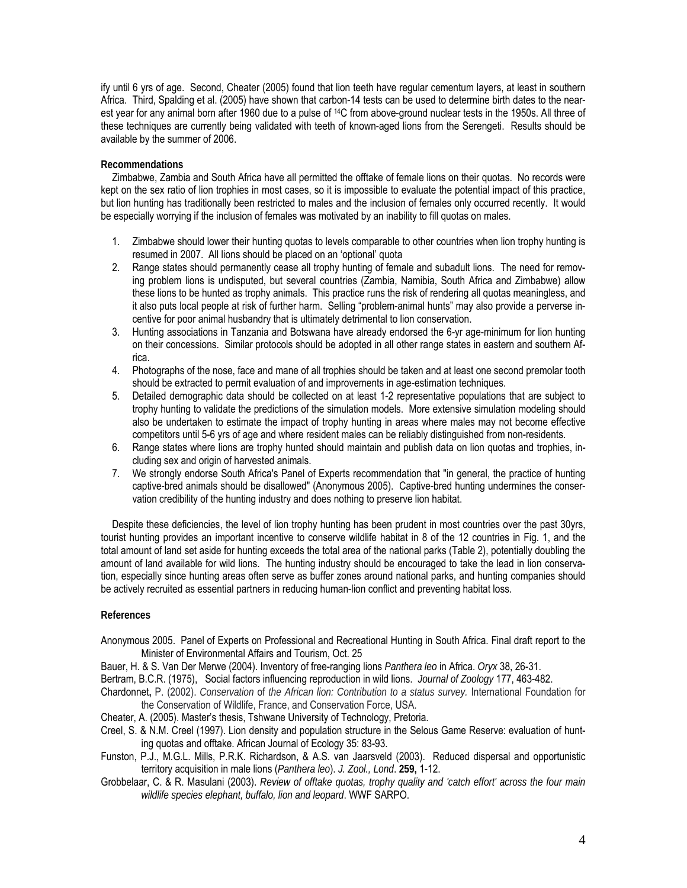ify until 6 yrs of age. Second, Cheater (2005) found that lion teeth have regular cementum layers, at least in southern Africa. Third, Spalding et al. (2005) have shown that carbon-14 tests can be used to determine birth dates to the nearest year for any animal born after 1960 due to a pulse of $^{14}$C from above-ground nuclear tests in the 1950s. All three of these techniques are currently being validated with teeth of known-aged lions from the Serengeti. Results should be available by the summer of 2006.

**Recommendations**

Zimbabwe, Zambia and South Africa have all permitted the offtake of female lions on their quotas. No records were kept on the sex ratio of lion trophies in most cases, so it is impossible to evaluate the potential impact of this practice, but lion hunting has traditionally been restricted to males and the inclusion of females only occurred recently. It would be especially worrying if the inclusion of females was motivated by an inability to fill quotas on males.

1. Zimbabwe should lower their hunting quotas to levels comparable to other countries when lion trophy hunting is resumed in 2007. All lions should be placed on an 'optional' quota
2. Range states should permanently cease all trophy hunting of female and subadult lions. The need for removing problem lions is undisputed, but several countries (Zambia, Namibia, South Africa and Zimbabwe) allow these lions to be hunted as trophy animals. This practice runs the risk of rendering all quotas meaningless, and it also puts local people at risk of further harm. Selling "problem-animal hunts" may also provide a perverse incentive for poor animal husbandry that is ultimately detrimental to lion conservation.
3. Hunting associations in Tanzania and Botswana have already endorsed the 6-yr age-minimum for lion hunting on their concessions. Similar protocols should be adopted in all other range states in eastern and southern Africa.
4. Photographs of the nose, face and mane of all trophies should be taken and at least one second premolar tooth should be extracted to permit evaluation of and improvements in age-estimation techniques.
5. Detailed demographic data should be collected on at least 1-2 representative populations that are subject to trophy hunting to validate the predictions of the simulation models. More extensive simulation modeling should also be undertaken to estimate the impact of trophy hunting in areas where males may not become effective competitors until 5-6 yrs of age and where resident males can be reliably distinguished from non-residents.
6. Range states where lions are trophy hunted should maintain and publish data on lion quotas and trophies, including sex and origin of harvested animals.
7. We strongly endorse South Africa's Panel of Experts recommendation that "in general, the practice of hunting captive-bred animals should be disallowed" (Anonymous 2005). Captive-bred hunting undermines the conservation credibility of the hunting industry and does nothing to preserve lion habitat.

Despite these deficiencies, the level of lion trophy hunting has been prudent in most countries over the past 30yrs, tourist hunting provides an important incentive to conserve wildlife habitat in 8 of the 12 countries in Fig. 1, and the total amount of land set aside for hunting exceeds the total area of the national parks (Table 2), potentially doubling the amount of land available for wild lions. The hunting industry should be encouraged to take the lead in lion conservation, especially since hunting areas often serve as buffer zones around national parks, and hunting companies should be actively recruited as essential partners in reducing human-lion conflict and preventing habitat loss.

**References**

Anonymous 2005. Panel of Experts on Professional and Recreational Hunting in South Africa. Final draft report to the Minister of Environmental Affairs and Tourism, Oct. 25

Bauer, H. & S. Van Der Merwe (2004). Inventory of free-ranging lions *Panthera leo* in Africa. *Oryx* 38, 26-31.

Bertram, B.C.R. (1975), Social factors influencing reproduction in wild lions. *Journal of Zoology* 177, 463-482.

Chardonnet**,** P. (2002). *Conservation* of *the African lion: Contribution to a status survey.* International Foundation for the Conservation of Wildlife, France, and Conservation Force, USA.

Cheater, A. (2005). Master's thesis, Tshwane University of Technology, Pretoria.

Creel, S. & N.M. Creel (1997). Lion density and population structure in the Selous Game Reserve: evaluation of hunting quotas and offtake. African Journal of Ecology 35: 83-93.

Funston, P.J., M.G.L. Mills, P.R.K. Richardson, & A.S. van Jaarsveld (2003). Reduced dispersal and opportunistic territory acquisition in male lions (*Panthera leo*). *J. Zool., Lond*. **259,** 1-12.

Grobbelaar, C. & R. Masulani (2003). *Review of offtake quotas, trophy quality and 'catch effort' across the four main wildlife species elephant, buffalo, lion and leopard*. WWF SARPO.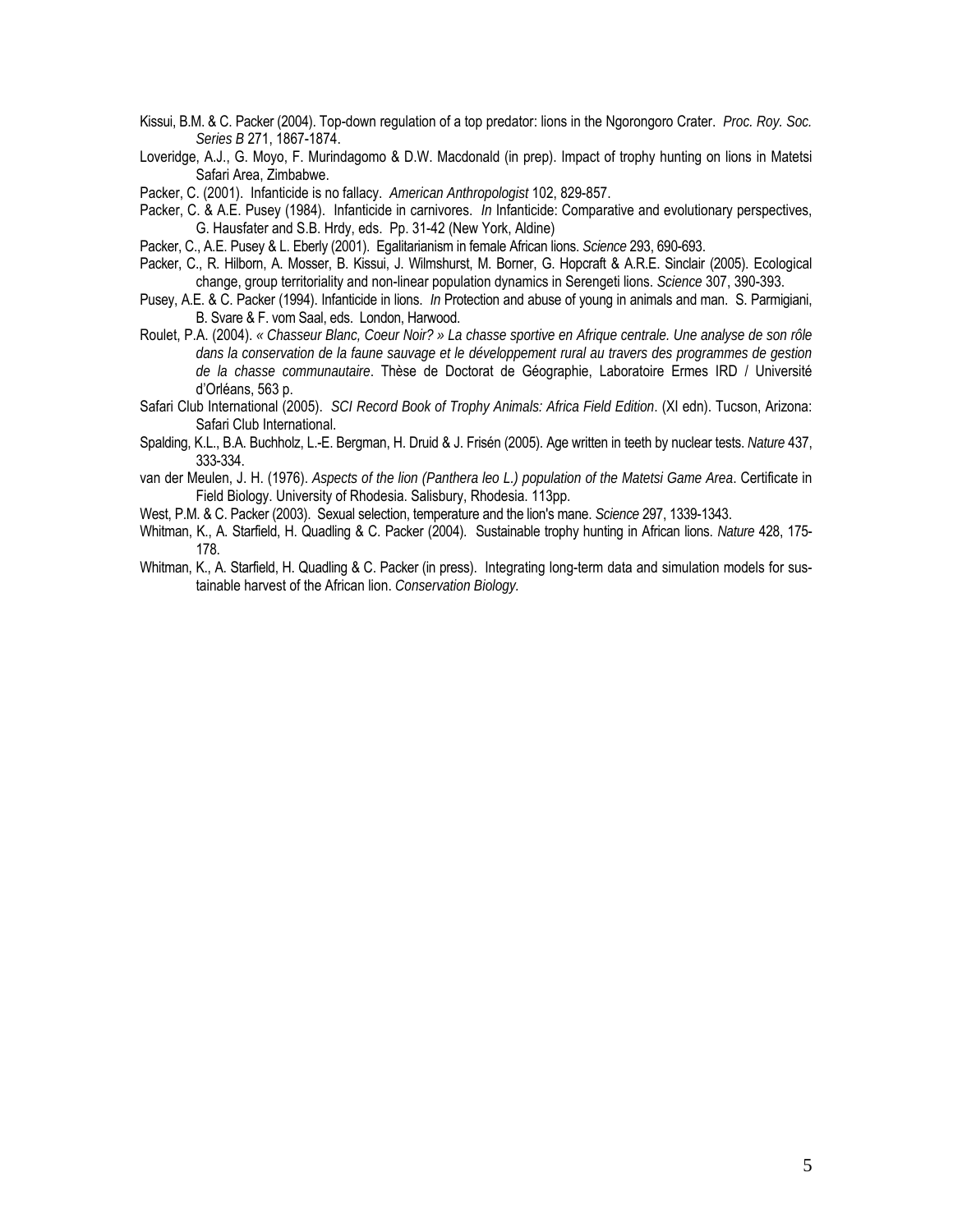Kissui, B.M. & C. Packer (2004). Top-down regulation of a top predator: lions in the Ngorongoro Crater. *Proc. Roy. Soc. Series B* 271, 1867-1874.

Loveridge, A.J., G. Moyo, F. Murindagomo & D.W. Macdonald (in prep). Impact of trophy hunting on lions in Matetsi Safari Area, Zimbabwe.

Packer, C. (2001). Infanticide is no fallacy. *American Anthropologist* 102, 829-857.

Packer, C. & A.E. Pusey (1984). Infanticide in carnivores. *In* Infanticide: Comparative and evolutionary perspectives, G. Hausfater and S.B. Hrdy, eds. Pp. 31-42 (New York, Aldine)

Packer, C., A.E. Pusey & L. Eberly (2001). Egalitarianism in female African lions. *Science* 293, 690-693.

Packer, C., R. Hilborn, A. Mosser, B. Kissui, J. Wilmshurst, M. Borner, G. Hopcraft & A.R.E. Sinclair (2005). Ecological change, group territoriality and non-linear population dynamics in Serengeti lions. *Science* 307, 390-393.

Pusey, A.E. & C. Packer (1994). Infanticide in lions. *In* Protection and abuse of young in animals and man. S. Parmigiani, B. Svare & F. vom Saal, eds. London, Harwood.

Roulet, P.A. (2004). *« Chasseur Blanc, Coeur Noir? » La chasse sportive en Afrique centrale. Une analyse de son rôle dans la conservation de la faune sauvage et le développement rural au travers des programmes de gestion de la chasse communautaire*. Thèse de Doctorat de Géographie, Laboratoire Ermes IRD / Université d'Orléans, 563 p.

Safari Club International (2005). *SCI Record Book of Trophy Animals: Africa Field Edition*. (XI edn). Tucson, Arizona: Safari Club International.

Spalding, K.L., B.A. Buchholz, L.-E. Bergman, H. Druid & J. Frisén (2005). Age written in teeth by nuclear tests. *Nature* 437, 333-334.

van der Meulen, J. H. (1976). *Aspects of the lion (Panthera leo L.) population of the Matetsi Game Area*. Certificate in Field Biology. University of Rhodesia. Salisbury, Rhodesia. 113pp.

West, P.M. & C. Packer (2003). Sexual selection, temperature and the lion's mane. *Science* 297, 1339-1343.

Whitman, K., A. Starfield, H. Quadling & C. Packer (2004). Sustainable trophy hunting in African lions. *Nature* 428, 175-178.

Whitman, K., A. Starfield, H. Quadling & C. Packer (in press). Integrating long-term data and simulation models for sustainable harvest of the African lion. *Conservation Biology.*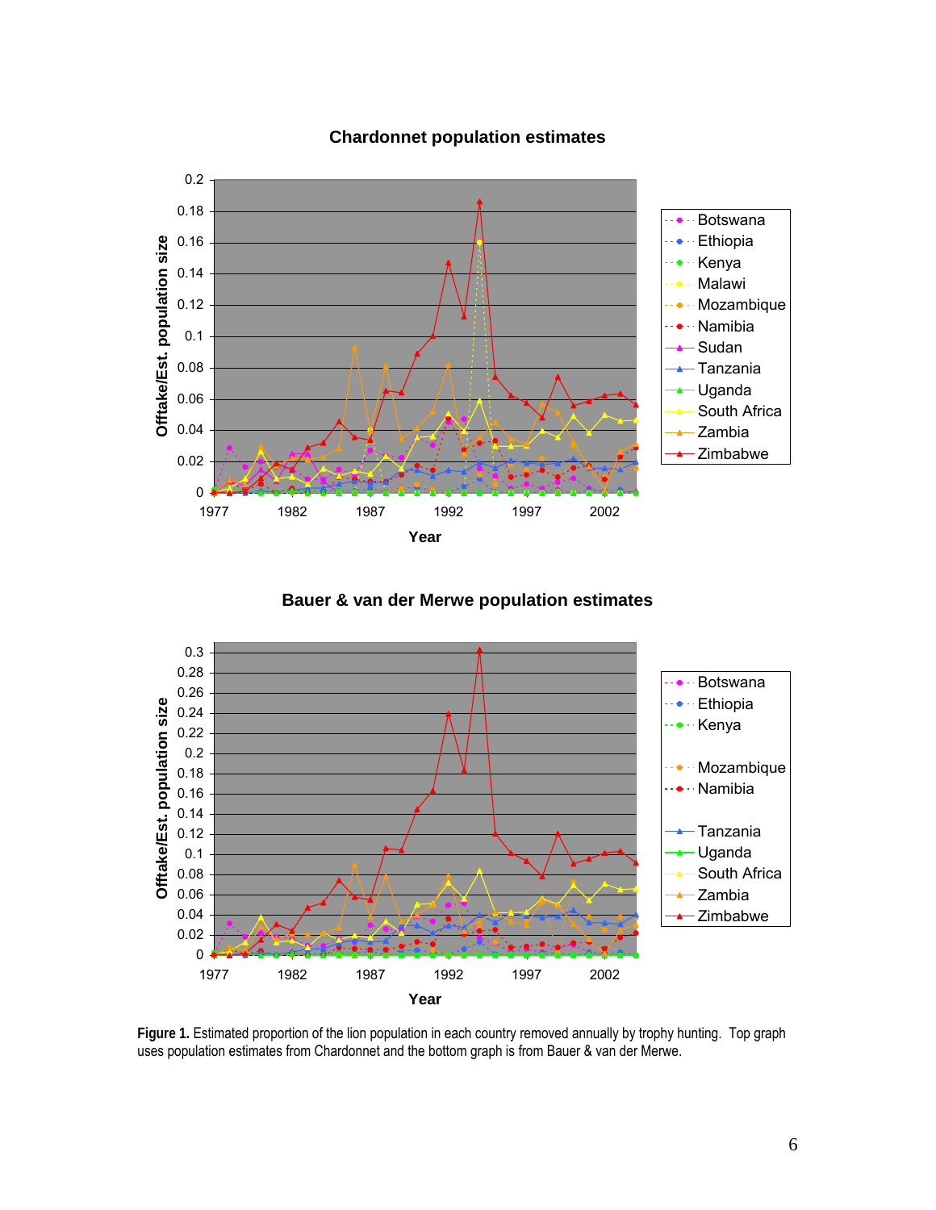Chardonnet population estimates

Bauer & van der Merwe population estimates

**Figure 1.** Estimated proportion of the lion population in each country removed annually by trophy hunting. Top graph uses population estimates from Chardonnet and the bottom graph is from Bauer & van der Merwe.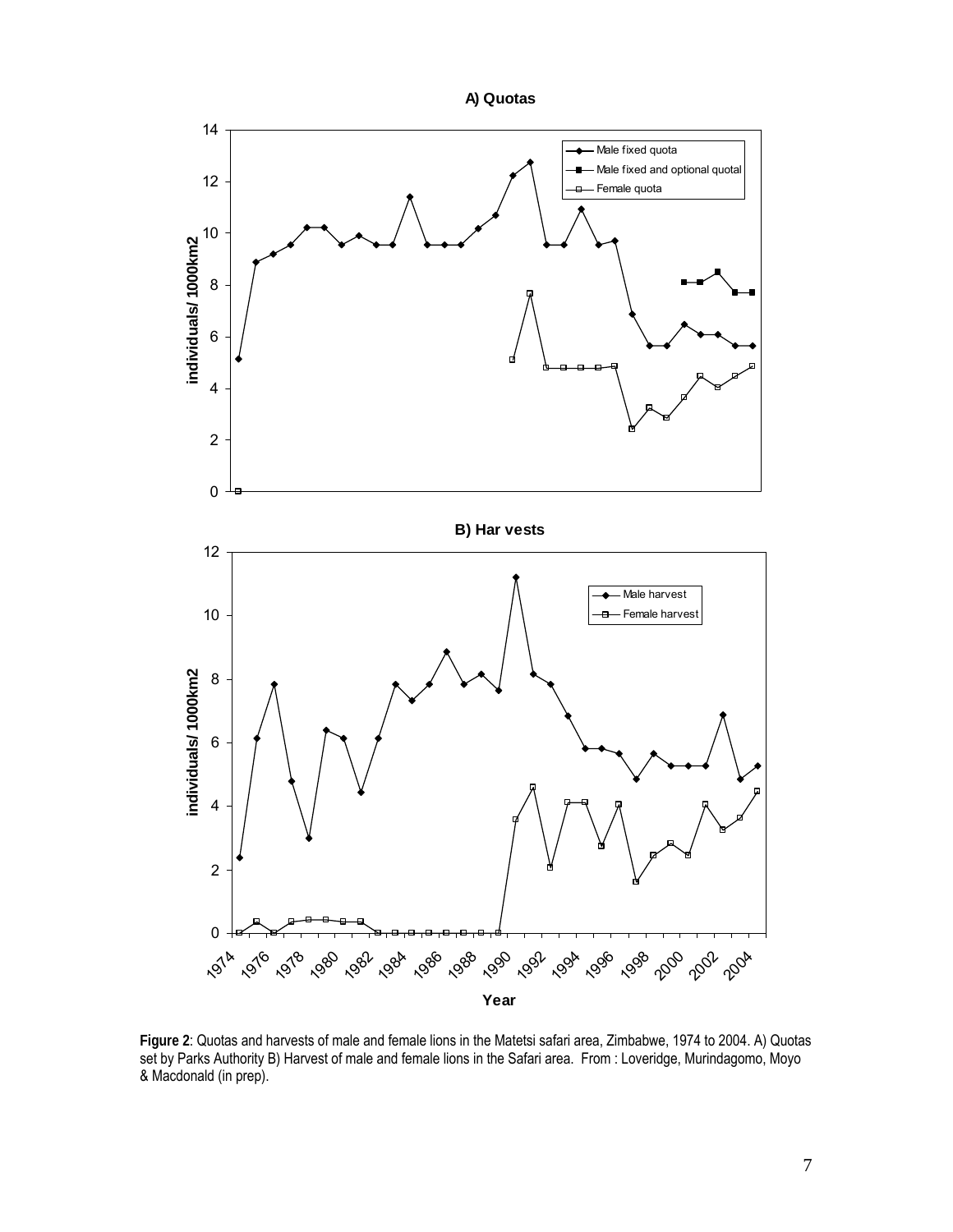**Figure 2**: Quotas and harvests of male and female lions in the Matetsi safari area, Zimbabwe, 1974 to 2004. A) Quotas set by Parks Authority B) Harvest of male and female lions in the Safari area. From : Loveridge, Murindagomo, Moyo & Macdonald (in prep).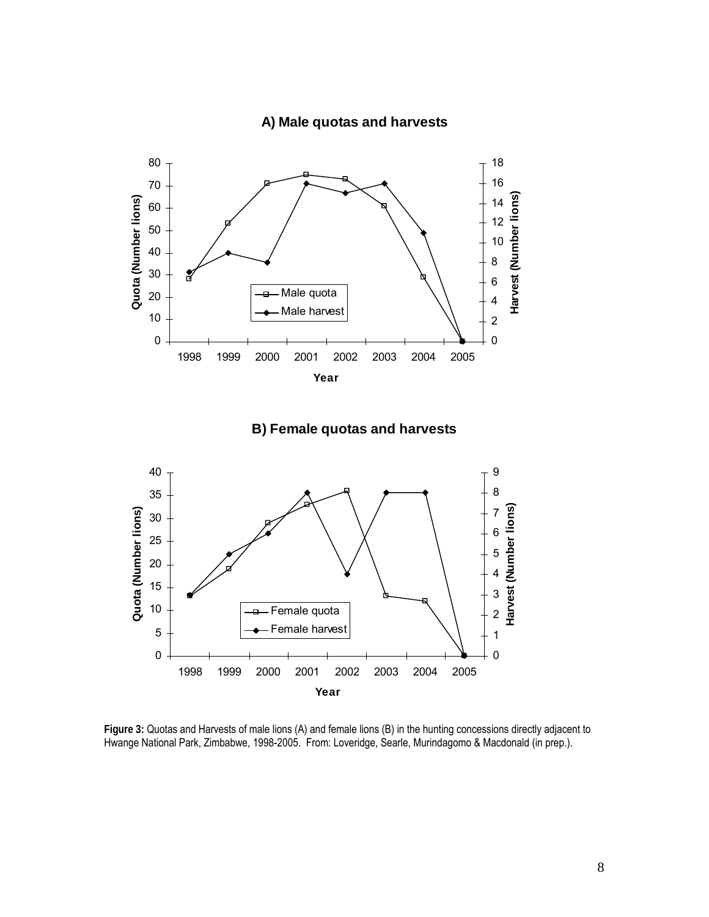**Figure 3:** Quotas and Harvests of male lions (A) and female lions (B) in the hunting concessions directly adjacent to Hwange National Park, Zimbabwe, 1998-2005. From: Loveridge, Searle, Murindagomo & Macdonald (in prep.).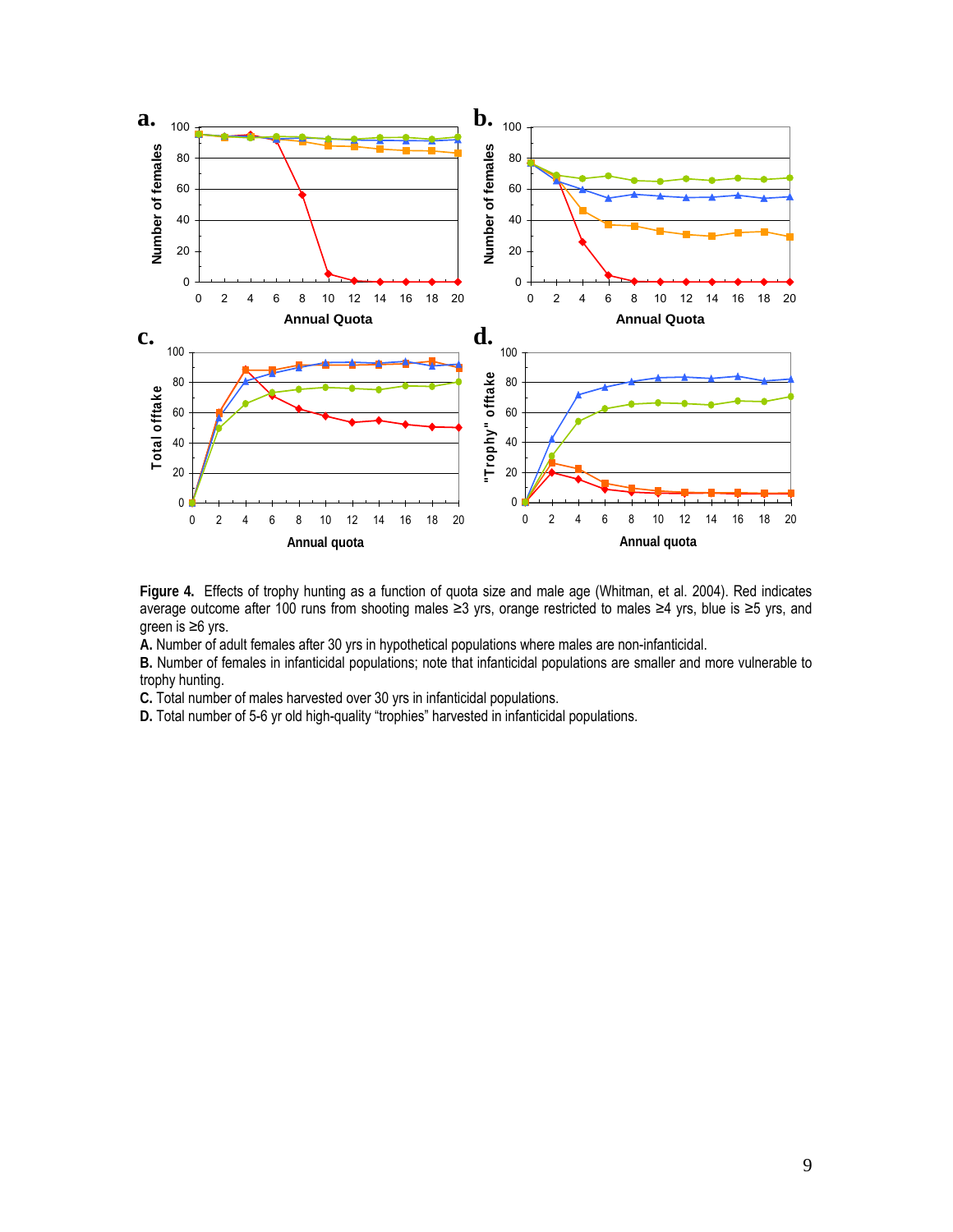**Figure 4.** Effects of trophy hunting as a function of quota size and male age (Whitman, et al. 2004). Red indicates average outcome after 100 runs from shooting males ≥3 yrs, orange restricted to males ≥4 yrs, blue is ≥5 yrs, and green is ≥6 yrs.

**A.** Number of adult females after 30 yrs in hypothetical populations where males are non-infanticidal.

**B.** Number of females in infanticidal populations; note that infanticidal populations are smaller and more vulnerable to trophy hunting.

**C.** Total number of males harvested over 30 yrs in infanticidal populations.

**D.** Total number of 5-6 yr old high-quality "trophies" harvested in infanticidal populations.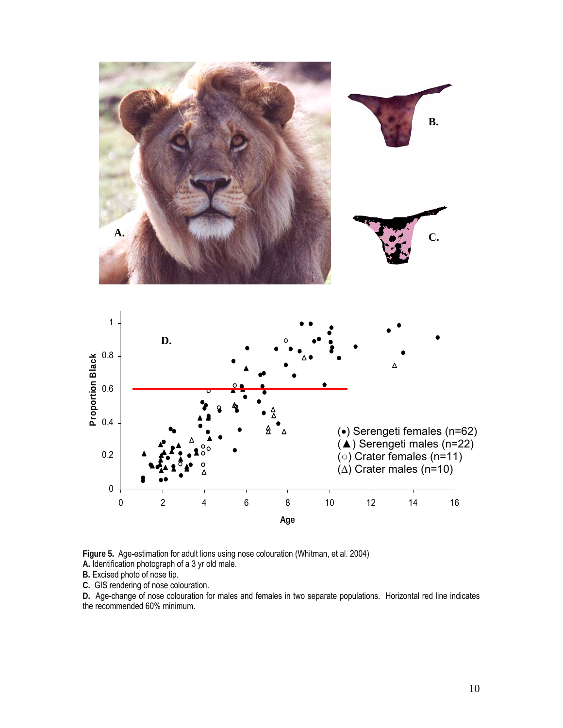**Figure 5.** Age-estimation for adult lions using nose colouration (Whitman, et al. 2004)

**A.** Identification photograph of a 3 yr old male.

**B.** Excised photo of nose tip.

**C.** GIS rendering of nose colouration.

**D.** Age-change of nose colouration for males and females in two separate populations. Horizontal red line indicates the recommended 60% minimum.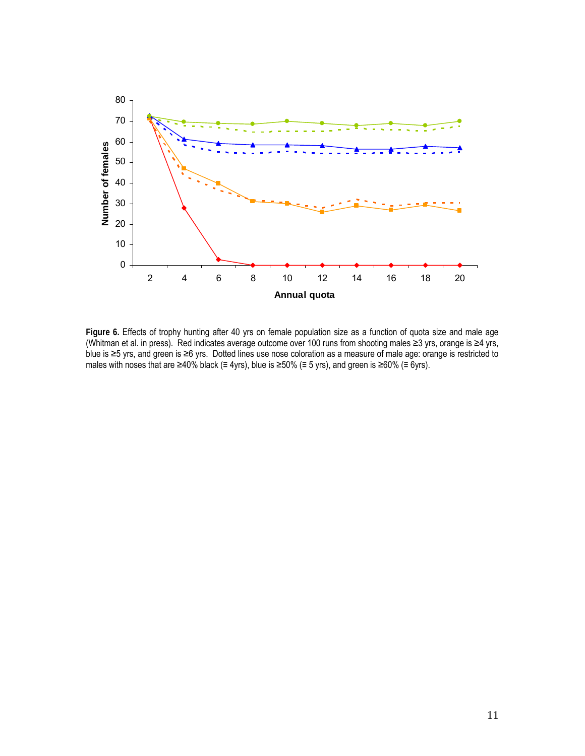**Figure 6.** Effects of trophy hunting after 40 yrs on female population size as a function of quota size and male age (Whitman et al. in press). Red indicates average outcome over 100 runs from shooting males ≥3 yrs, orange is ≥4 yrs, blue is ≥5 yrs, and green is ≥6 yrs. Dotted lines use nose coloration as a measure of male age: orange is restricted to males with noses that are ≥40% black (≡ 4yrs), blue is ≥50% (≡ 5 yrs), and green is ≥60% (≡ 6yrs).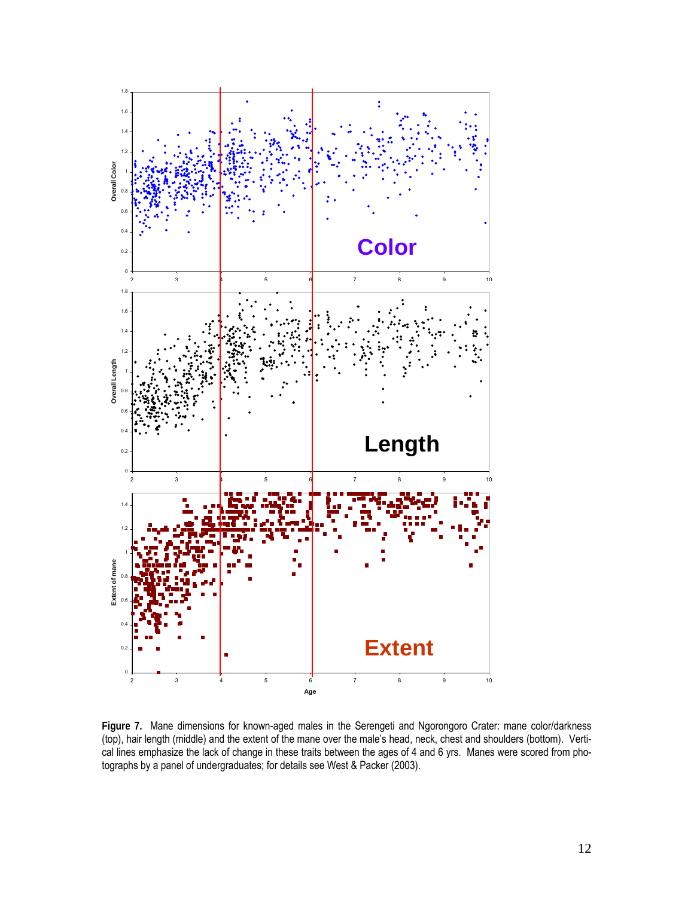**Figure 7.** Mane dimensions for known-aged males in the Serengeti and Ngorongoro Crater: mane color/darkness (top), hair length (middle) and the extent of the mane over the male's head, neck, chest and shoulders (bottom). Vertical lines emphasize the lack of change in these traits between the ages of 4 and 6 yrs. Manes were scored from photographs by a panel of undergraduates; for details see West & Packer (2003).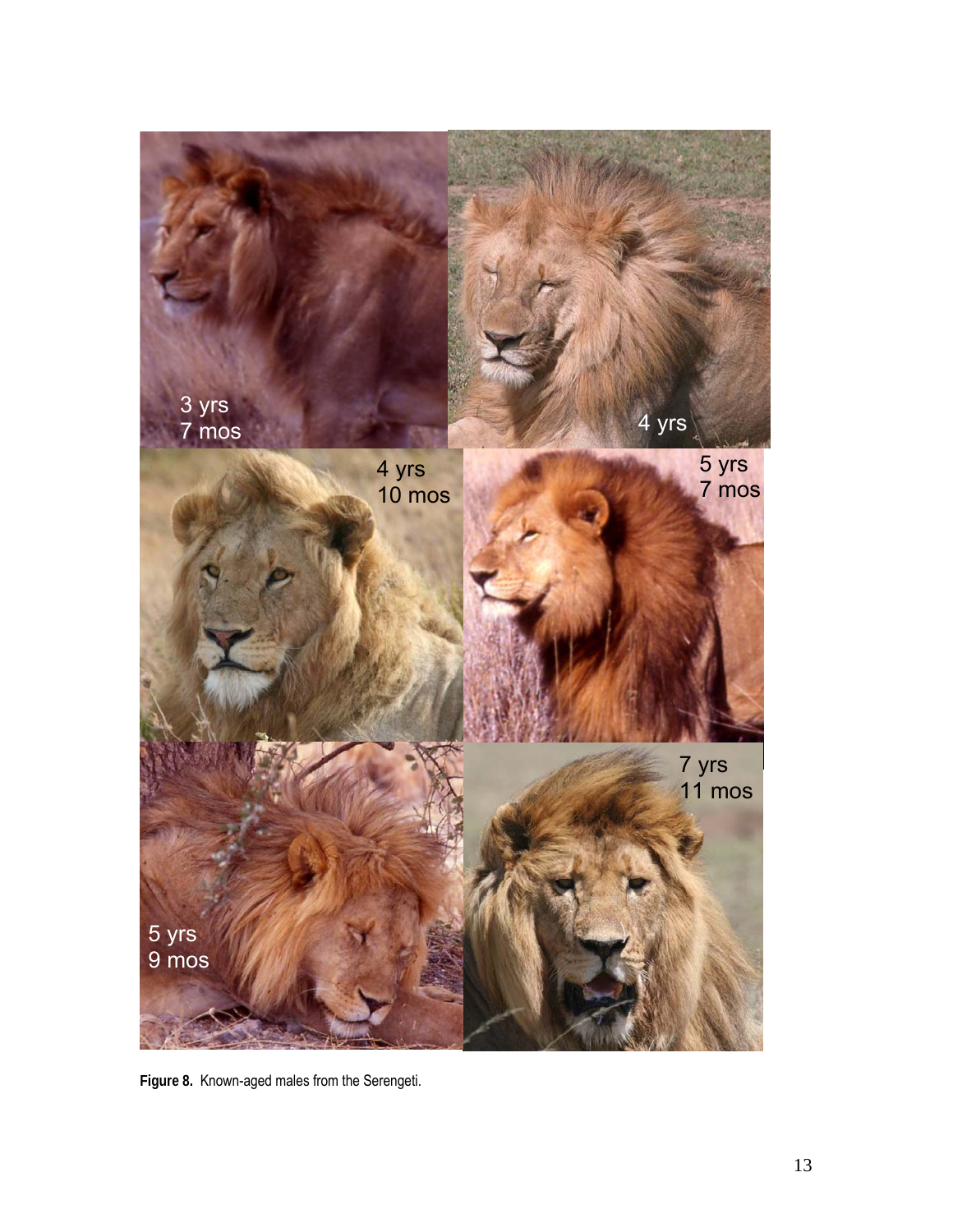**Figure 8.** Known-aged males from the Serengeti.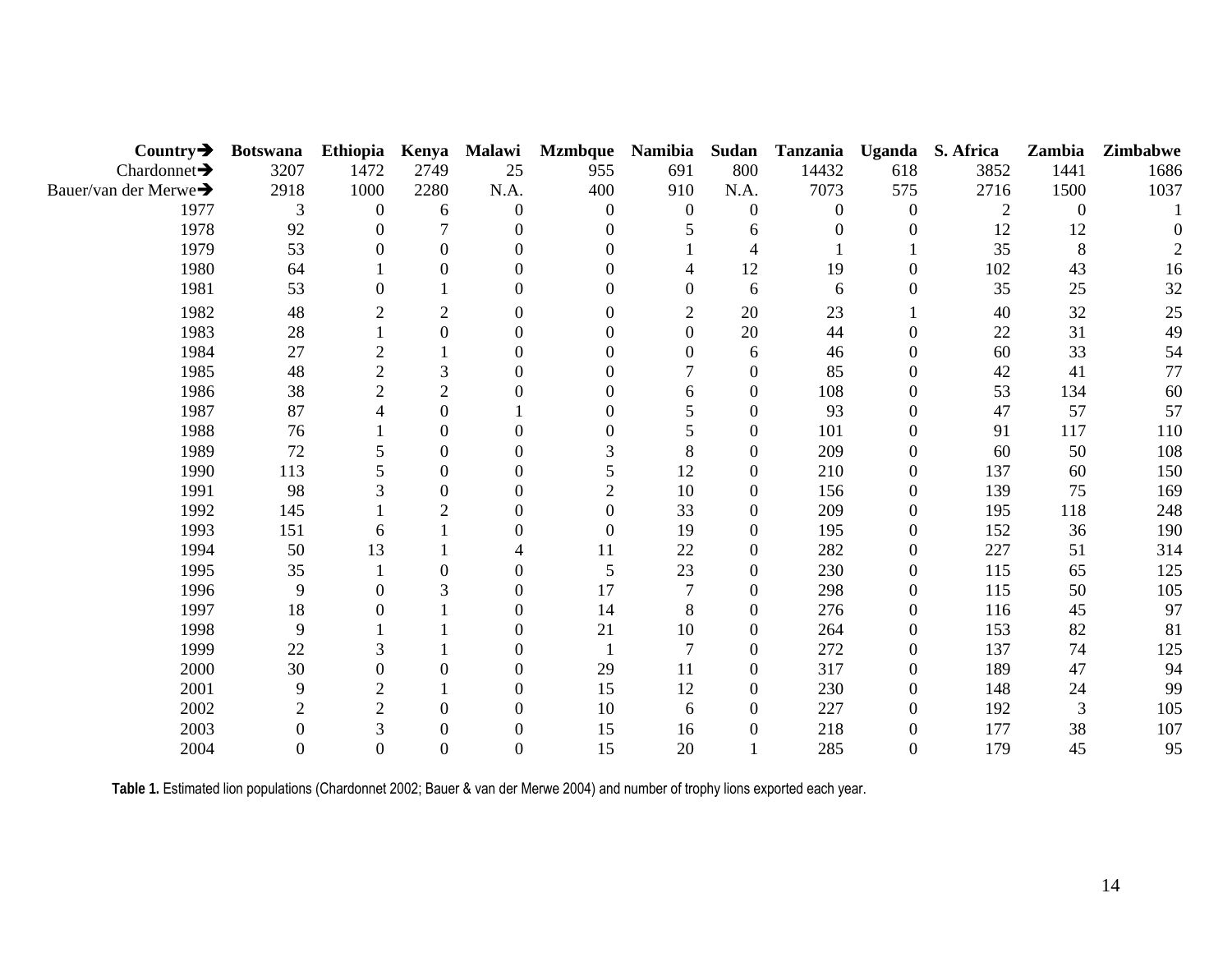| Country➔ | Botswana | Ethiopia | Kenya | Malawi | Mzmbque | Namibia | Sudan | Tanzania | Uganda | S. Africa | Zambia | Zimbabwe |
|---|---|---|---|---|---|---|---|---|---|---|---|---|
| Chardonnet➔ | 3207 | 1472 | 2749 | 25 | 955 | 691 | 800 | 14432 | 618 | 3852 | 1441 | 1686 |
| Bauer/van der Merwe➔ | 2918 | 1000 | 2280 | N.A. | 400 | 910 | N.A. | 7073 | 575 | 2716 | 1500 | 1037 |
| 1977 | 3 | 0 | 6 | 0 | 0 | 0 | 0 | 0 | 0 | 2 | 0 | 1 |
| 1978 | 92 | 0 | 7 | 0 | 0 | 5 | 6 | 0 | 0 | 12 | 12 | 0 |
| 1979 | 53 | 0 | 0 | 0 | 0 | 1 | 4 | 1 | 1 | 35 | 8 | 2 |
| 1980 | 64 | 1 | 0 | 0 | 0 | 4 | 12 | 19 | 0 | 102 | 43 | 16 |
| 1981 | 53 | 0 | 1 | 0 | 0 | 0 | 6 | 6 | 0 | 35 | 25 | 32 |
| 1982 | 48 | 2 | 2 | 0 | 0 | 2 | 20 | 23 | 1 | 40 | 32 | 25 |
| 1983 | 28 | 1 | 0 | 0 | 0 | 0 | 20 | 44 | 0 | 22 | 31 | 49 |
| 1984 | 27 | 2 | 1 | 0 | 0 | 0 | 6 | 46 | 0 | 60 | 33 | 54 |
| 1985 | 48 | 2 | 3 | 0 | 0 | 7 | 0 | 85 | 0 | 42 | 41 | 77 |
| 1986 | 38 | 2 | 2 | 0 | 0 | 6 | 0 | 108 | 0 | 53 | 134 | 60 |
| 1987 | 87 | 4 | 0 | 1 | 0 | 5 | 0 | 93 | 0 | 47 | 57 | 57 |
| 1988 | 76 | 1 | 0 | 0 | 0 | 5 | 0 | 101 | 0 | 91 | 117 | 110 |
| 1989 | 72 | 5 | 0 | 0 | 3 | 8 | 0 | 209 | 0 | 60 | 50 | 108 |
| 1990 | 113 | 5 | 0 | 0 | 5 | 12 | 0 | 210 | 0 | 137 | 60 | 150 |
| 1991 | 98 | 3 | 0 | 0 | 2 | 10 | 0 | 156 | 0 | 139 | 75 | 169 |
| 1992 | 145 | 1 | 2 | 0 | 0 | 33 | 0 | 209 | 0 | 195 | 118 | 248 |
| 1993 | 151 | 6 | 1 | 0 | 0 | 19 | 0 | 195 | 0 | 152 | 36 | 190 |
| 1994 | 50 | 13 | 1 | 4 | 11 | 22 | 0 | 282 | 0 | 227 | 51 | 314 |
| 1995 | 35 | 1 | 0 | 0 | 5 | 23 | 0 | 230 | 0 | 115 | 65 | 125 |
| 1996 | 9 | 0 | 3 | 0 | 17 | 7 | 0 | 298 | 0 | 115 | 50 | 105 |
| 1997 | 18 | 0 | 1 | 0 | 14 | 8 | 0 | 276 | 0 | 116 | 45 | 97 |
| 1998 | 9 | 1 | 1 | 0 | 21 | 10 | 0 | 264 | 0 | 153 | 82 | 81 |
| 1999 | 22 | 3 | 1 | 0 | 1 | 7 | 0 | 272 | 0 | 137 | 74 | 125 |
| 2000 | 30 | 0 | 0 | 0 | 29 | 11 | 0 | 317 | 0 | 189 | 47 | 94 |
| 2001 | 9 | 2 | 1 | 0 | 15 | 12 | 0 | 230 | 0 | 148 | 24 | 99 |
| 2002 | 2 | 2 | 0 | 0 | 10 | 6 | 0 | 227 | 0 | 192 | 3 | 105 |
| 2003 | 0 | 3 | 0 | 0 | 15 | 16 | 0 | 218 | 0 | 177 | 38 | 107 |
| 2004 | 0 | 0 | 0 | 0 | 15 | 20 | 1 | 285 | 0 | 179 | 45 | 95 |

**Table 1.** Estimated lion populations (Chardonnet 2002; Bauer & van der Merwe 2004) and number of trophy lions exported each year.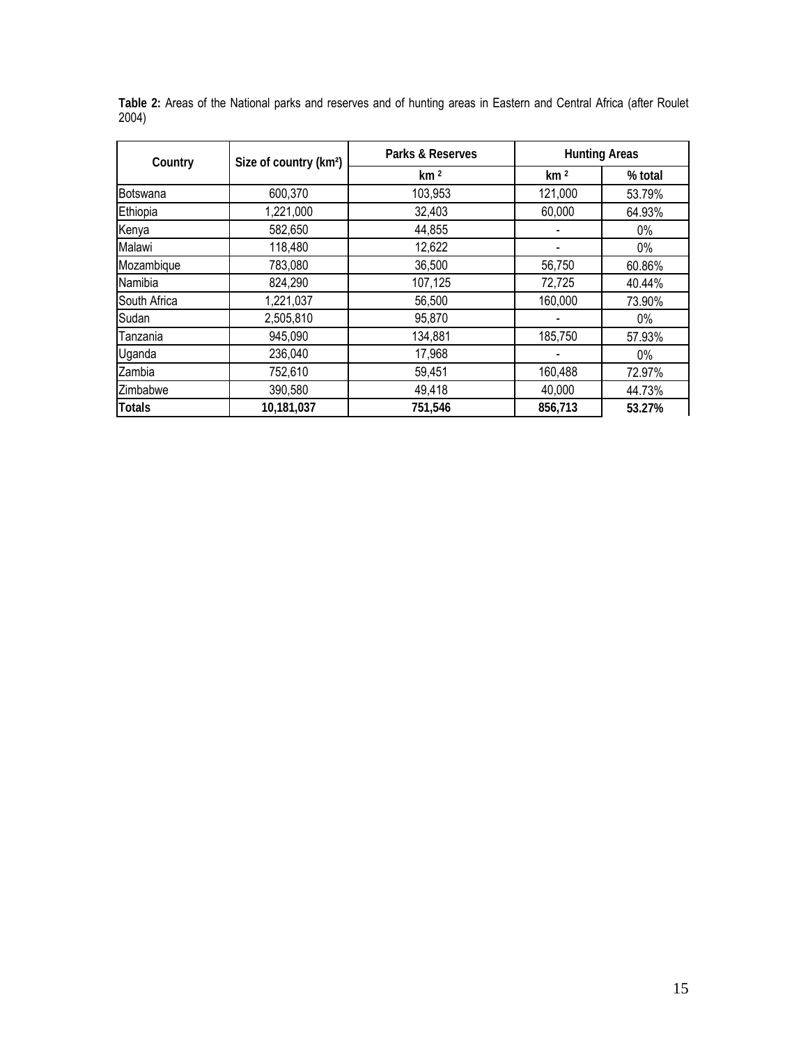**Table 2:** Areas of the National parks and reserves and of hunting areas in Eastern and Central Africa (after Roulet 2004)

| Country | Size of country (km²) | Parks & Reserves | Hunting Areas | |
|---|---|---|---|---|
| | | km ² | km ² | % total |
| Botswana | 600,370 | 103,953 | 121,000 | 53.79% |
| Ethiopia | 1,221,000 | 32,403 | 60,000 | 64.93% |
| Kenya | 582,650 | 44,855 | - | 0% |
| Malawi | 118,480 | 12,622 | - | 0% |
| Mozambique | 783,080 | 36,500 | 56,750 | 60.86% |
| Namibia | 824,290 | 107,125 | 72,725 | 40.44% |
| South Africa | 1,221,037 | 56,500 | 160,000 | 73.90% |
| Sudan | 2,505,810 | 95,870 | - | 0% |
| Tanzania | 945,090 | 134,881 | 185,750 | 57.93% |
| Uganda | 236,040 | 17,968 | - | 0% |
| Zambia | 752,610 | 59,451 | 160,488 | 72.97% |
| Zimbabwe | 390,580 | 49,418 | 40,000 | 44.73% |
| **Totals** | **10,181,037** | **751,546** | **856,713** | **53.27%** |